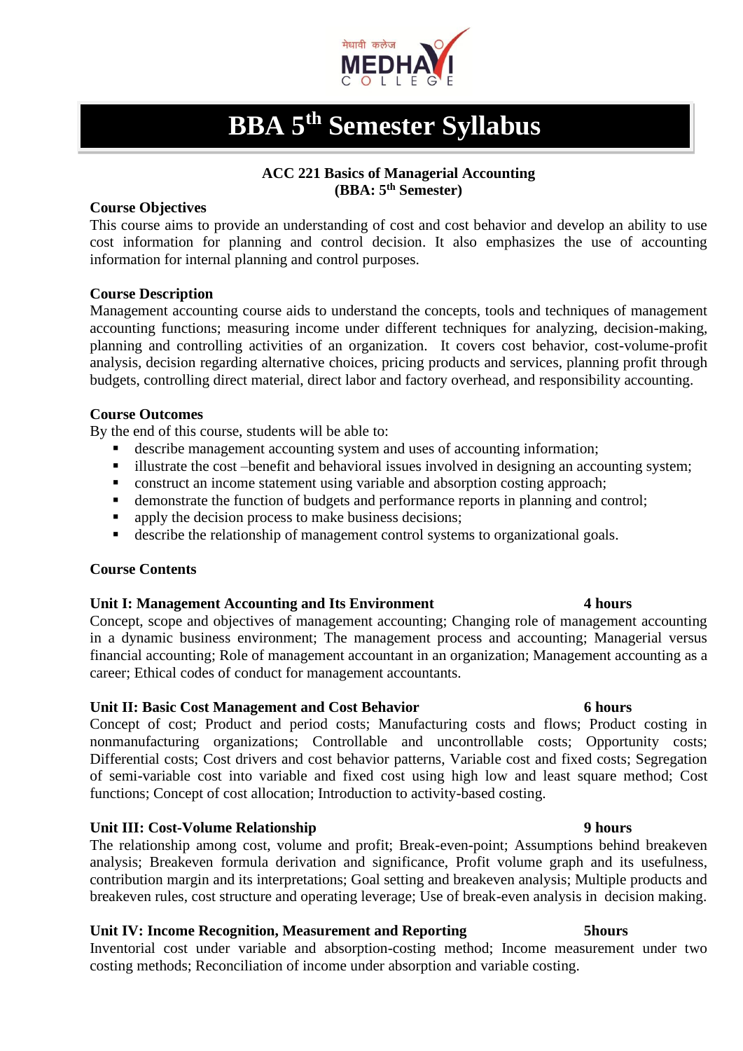# BBA 5th Semester Syllabus

**ACC 221 Basics of Managerial Accounting**
**(BBA: 5th Semester)**

**Course Objectives**

This course aims to provide an understanding of cost and cost behavior and develop an ability to use cost information for planning and control decision. It also emphasizes the use of accounting information for internal planning and control purposes.

**Course Description**

Management accounting course aids to understand the concepts, tools and techniques of management accounting functions; measuring income under different techniques for analyzing, decision-making, planning and controlling activities of an organization. It covers cost behavior, cost-volume-profit analysis, decision regarding alternative choices, pricing products and services, planning profit through budgets, controlling direct material, direct labor and factory overhead, and responsibility accounting.

**Course Outcomes**

By the end of this course, students will be able to:

- describe management accounting system and uses of accounting information;
- illustrate the cost –benefit and behavioral issues involved in designing an accounting system;
- construct an income statement using variable and absorption costing approach;
- demonstrate the function of budgets and performance reports in planning and control;
- apply the decision process to make business decisions;
- describe the relationship of management control systems to organizational goals.

**Course Contents**

**Unit I: Management Accounting and Its Environment** — **4 hours**

Concept, scope and objectives of management accounting; Changing role of management accounting in a dynamic business environment; The management process and accounting; Managerial versus financial accounting; Role of management accountant in an organization; Management accounting as a career; Ethical codes of conduct for management accountants.

**Unit II: Basic Cost Management and Cost Behavior** — **6 hours**

Concept of cost; Product and period costs; Manufacturing costs and flows; Product costing in nonmanufacturing organizations; Controllable and uncontrollable costs; Opportunity costs; Differential costs; Cost drivers and cost behavior patterns, Variable cost and fixed costs; Segregation of semi-variable cost into variable and fixed cost using high low and least square method; Cost functions; Concept of cost allocation; Introduction to activity-based costing.

**Unit III: Cost-Volume Relationship** — **9 hours**

The relationship among cost, volume and profit; Break-even-point; Assumptions behind breakeven analysis; Breakeven formula derivation and significance, Profit volume graph and its usefulness, contribution margin and its interpretations; Goal setting and breakeven analysis; Multiple products and breakeven rules, cost structure and operating leverage; Use of break-even analysis in decision making.

**Unit IV: Income Recognition, Measurement and Reporting** — **5hours**

Inventorial cost under variable and absorption-costing method; Income measurement under two costing methods; Reconciliation of income under absorption and variable costing.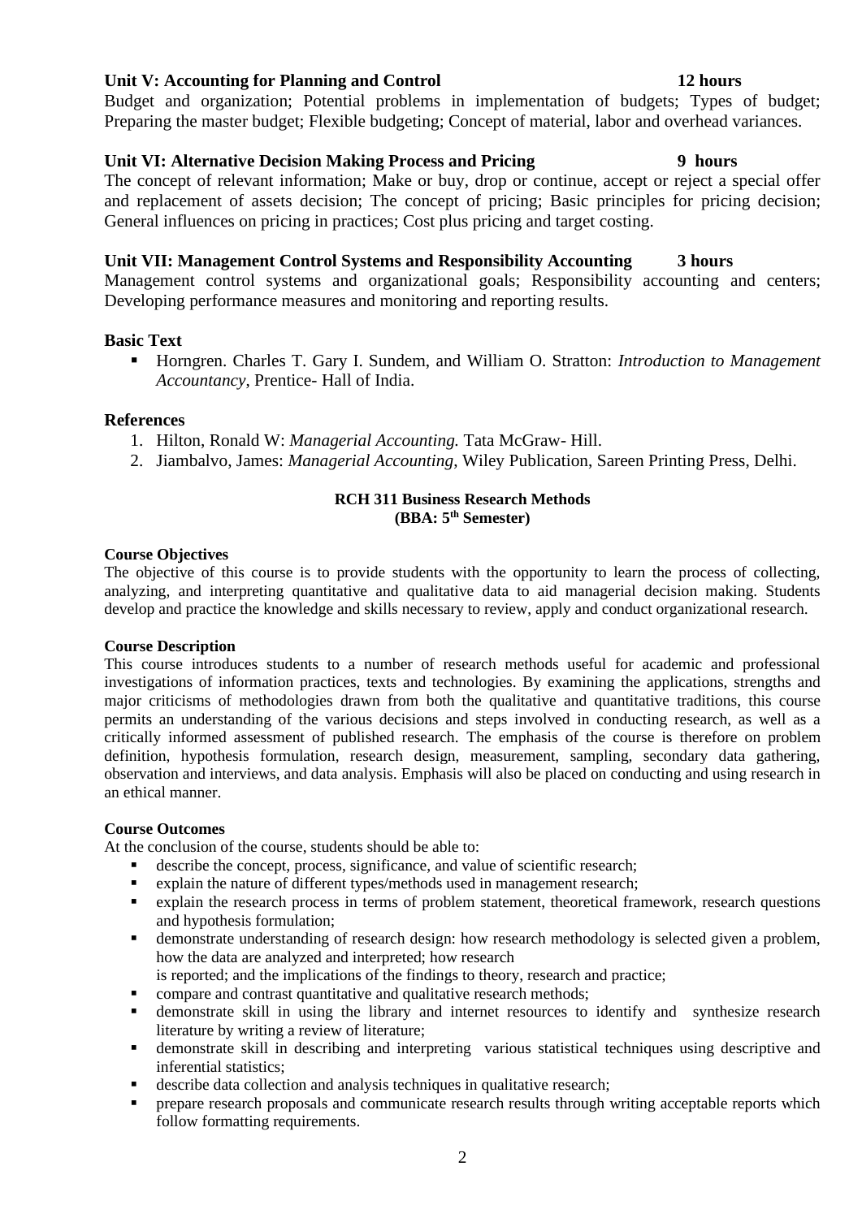**Unit V: Accounting for Planning and Control** **12 hours**

Budget and organization; Potential problems in implementation of budgets; Types of budget; Preparing the master budget; Flexible budgeting; Concept of material, labor and overhead variances.

**Unit VI: Alternative Decision Making Process and Pricing** **9 hours**

The concept of relevant information; Make or buy, drop or continue, accept or reject a special offer and replacement of assets decision; The concept of pricing; Basic principles for pricing decision; General influences on pricing in practices; Cost plus pricing and target costing.

**Unit VII: Management Control Systems and Responsibility Accounting** **3 hours**

Management control systems and organizational goals; Responsibility accounting and centers; Developing performance measures and monitoring and reporting results.

### Basic Text

- Horngren. Charles T. Gary I. Sundem, and William O. Stratton: *Introduction to Management Accountancy*, Prentice- Hall of India.

### References

1. Hilton, Ronald W: *Managerial Accounting.* Tata McGraw- Hill.
2. Jiambalvo, James: *Managerial Accounting*, Wiley Publication, Sareen Printing Press, Delhi.

## RCH 311 Business Research Methods
## (BBA: 5th Semester)

**Course Objectives**

The objective of this course is to provide students with the opportunity to learn the process of collecting, analyzing, and interpreting quantitative and qualitative data to aid managerial decision making. Students develop and practice the knowledge and skills necessary to review, apply and conduct organizational research.

**Course Description**

This course introduces students to a number of research methods useful for academic and professional investigations of information practices, texts and technologies. By examining the applications, strengths and major criticisms of methodologies drawn from both the qualitative and quantitative traditions, this course permits an understanding of the various decisions and steps involved in conducting research, as well as a critically informed assessment of published research. The emphasis of the course is therefore on problem definition, hypothesis formulation, research design, measurement, sampling, secondary data gathering, observation and interviews, and data analysis. Emphasis will also be placed on conducting and using research in an ethical manner.

**Course Outcomes**

At the conclusion of the course, students should be able to:

- describe the concept, process, significance, and value of scientific research;
- explain the nature of different types/methods used in management research;
- explain the research process in terms of problem statement, theoretical framework, research questions and hypothesis formulation;
- demonstrate understanding of research design: how research methodology is selected given a problem, how the data are analyzed and interpreted; how research is reported; and the implications of the findings to theory, research and practice;
- compare and contrast quantitative and qualitative research methods;
- demonstrate skill in using the library and internet resources to identify and synthesize research literature by writing a review of literature;
- demonstrate skill in describing and interpreting various statistical techniques using descriptive and inferential statistics;
- describe data collection and analysis techniques in qualitative research;
- prepare research proposals and communicate research results through writing acceptable reports which follow formatting requirements.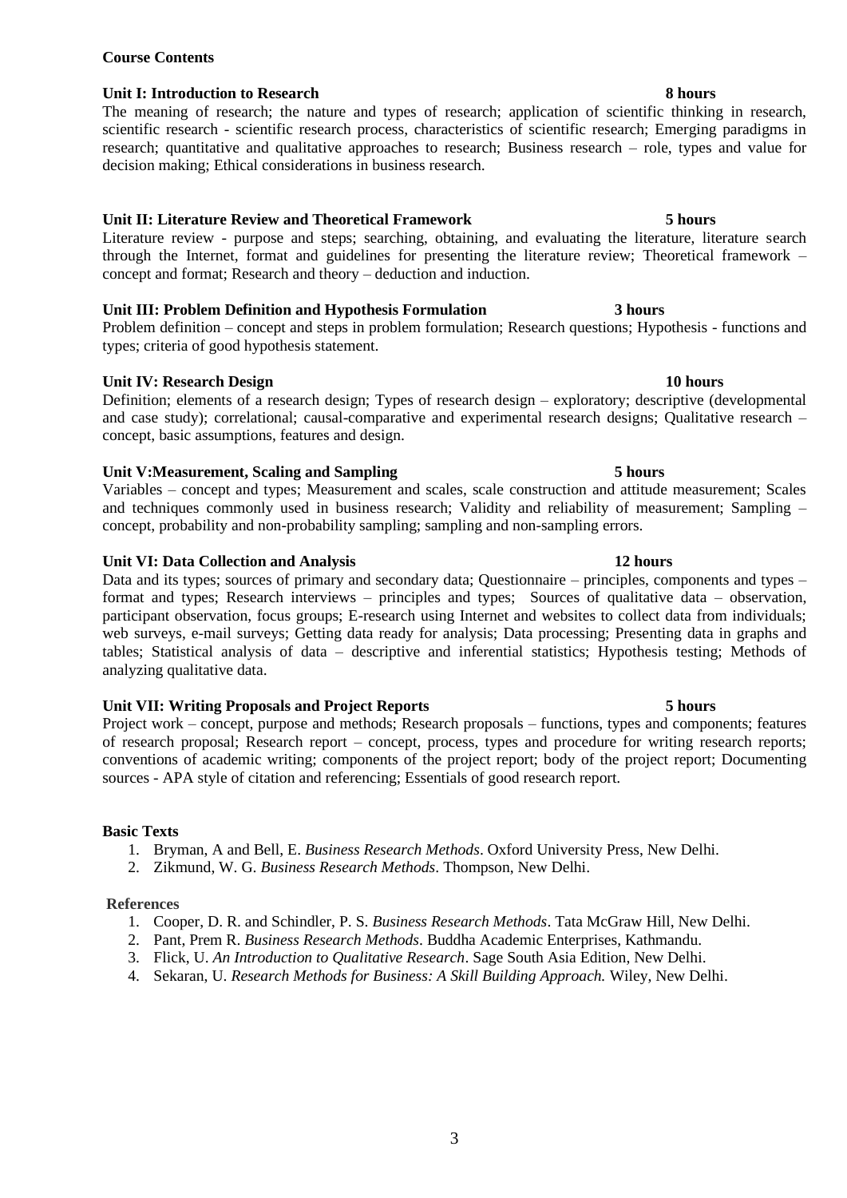**Course Contents**

**Unit I: Introduction to Research 8 hours**

The meaning of research; the nature and types of research; application of scientific thinking in research, scientific research - scientific research process, characteristics of scientific research; Emerging paradigms in research; quantitative and qualitative approaches to research; Business research – role, types and value for decision making; Ethical considerations in business research.

**Unit II: Literature Review and Theoretical Framework 5 hours**

Literature review - purpose and steps; searching, obtaining, and evaluating the literature, literature search through the Internet, format and guidelines for presenting the literature review; Theoretical framework – concept and format; Research and theory – deduction and induction.

**Unit III: Problem Definition and Hypothesis Formulation 3 hours**

Problem definition – concept and steps in problem formulation; Research questions; Hypothesis - functions and types; criteria of good hypothesis statement.

**Unit IV: Research Design 10 hours**

Definition; elements of a research design; Types of research design – exploratory; descriptive (developmental and case study); correlational; causal-comparative and experimental research designs; Qualitative research – concept, basic assumptions, features and design.

**Unit V:Measurement, Scaling and Sampling 5 hours**

Variables – concept and types; Measurement and scales, scale construction and attitude measurement; Scales and techniques commonly used in business research; Validity and reliability of measurement; Sampling – concept, probability and non-probability sampling; sampling and non-sampling errors.

**Unit VI: Data Collection and Analysis 12 hours**

Data and its types; sources of primary and secondary data; Questionnaire – principles, components and types – format and types; Research interviews – principles and types; Sources of qualitative data – observation, participant observation, focus groups; E-research using Internet and websites to collect data from individuals; web surveys, e-mail surveys; Getting data ready for analysis; Data processing; Presenting data in graphs and tables; Statistical analysis of data – descriptive and inferential statistics; Hypothesis testing; Methods of analyzing qualitative data.

**Unit VII: Writing Proposals and Project Reports 5 hours**

Project work – concept, purpose and methods; Research proposals – functions, types and components; features of research proposal; Research report – concept, process, types and procedure for writing research reports; conventions of academic writing; components of the project report; body of the project report; Documenting sources - APA style of citation and referencing; Essentials of good research report.

**Basic Texts**

1. Bryman, A and Bell, E. *Business Research Methods*. Oxford University Press, New Delhi.
2. Zikmund, W. G. *Business Research Methods*. Thompson, New Delhi.

**References**

1. Cooper, D. R. and Schindler, P. S. *Business Research Methods*. Tata McGraw Hill, New Delhi.
2. Pant, Prem R. *Business Research Methods*. Buddha Academic Enterprises, Kathmandu.
3. Flick, U. *An Introduction to Qualitative Research*. Sage South Asia Edition, New Delhi.
4. Sekaran, U. *Research Methods for Business: A Skill Building Approach.* Wiley, New Delhi.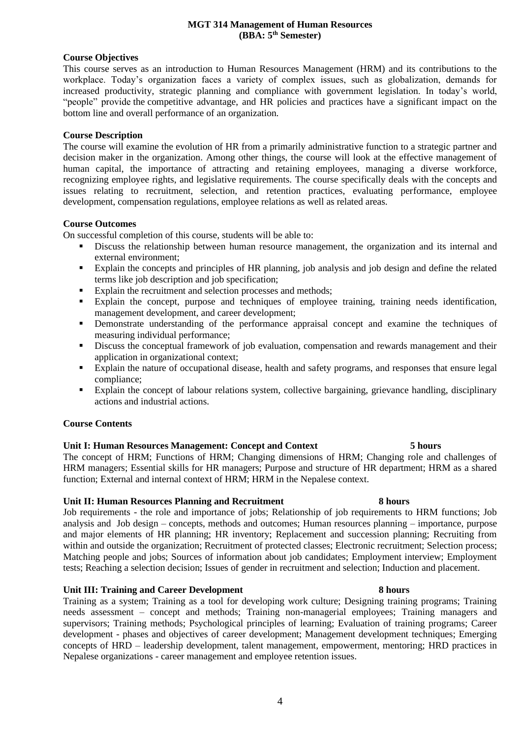# MGT 314 Management of Human Resources
## (BBA: 5th Semester)

**Course Objectives**

This course serves as an introduction to Human Resources Management (HRM) and its contributions to the workplace. Today's organization faces a variety of complex issues, such as globalization, demands for increased productivity, strategic planning and compliance with government legislation. In today's world, "people" provide the competitive advantage, and HR policies and practices have a significant impact on the bottom line and overall performance of an organization.

**Course Description**

The course will examine the evolution of HR from a primarily administrative function to a strategic partner and decision maker in the organization. Among other things, the course will look at the effective management of human capital, the importance of attracting and retaining employees, managing a diverse workforce, recognizing employee rights, and legislative requirements. The course specifically deals with the concepts and issues relating to recruitment, selection, and retention practices, evaluating performance, employee development, compensation regulations, employee relations as well as related areas.

**Course Outcomes**

On successful completion of this course, students will be able to:

- Discuss the relationship between human resource management, the organization and its internal and external environment;
- Explain the concepts and principles of HR planning, job analysis and job design and define the related terms like job description and job specification;
- Explain the recruitment and selection processes and methods;
- Explain the concept, purpose and techniques of employee training, training needs identification, management development, and career development;
- Demonstrate understanding of the performance appraisal concept and examine the techniques of measuring individual performance;
- Discuss the conceptual framework of job evaluation, compensation and rewards management and their application in organizational context;
- Explain the nature of occupational disease, health and safety programs, and responses that ensure legal compliance;
- Explain the concept of labour relations system, collective bargaining, grievance handling, disciplinary actions and industrial actions.

**Course Contents**

**Unit I: Human Resources Management: Concept and Context 5 hours**

The concept of HRM; Functions of HRM; Changing dimensions of HRM; Changing role and challenges of HRM managers; Essential skills for HR managers; Purpose and structure of HR department; HRM as a shared function; External and internal context of HRM; HRM in the Nepalese context.

**Unit II: Human Resources Planning and Recruitment 8 hours**

Job requirements - the role and importance of jobs; Relationship of job requirements to HRM functions; Job analysis and Job design – concepts, methods and outcomes; Human resources planning – importance, purpose and major elements of HR planning; HR inventory; Replacement and succession planning; Recruiting from within and outside the organization; Recruitment of protected classes; Electronic recruitment; Selection process; Matching people and jobs; Sources of information about job candidates; Employment interview; Employment tests; Reaching a selection decision; Issues of gender in recruitment and selection; Induction and placement.

**Unit III: Training and Career Development 8 hours**

Training as a system; Training as a tool for developing work culture; Designing training programs; Training needs assessment – concept and methods; Training non-managerial employees; Training managers and supervisors; Training methods; Psychological principles of learning; Evaluation of training programs; Career development - phases and objectives of career development; Management development techniques; Emerging concepts of HRD – leadership development, talent management, empowerment, mentoring; HRD practices in Nepalese organizations - career management and employee retention issues.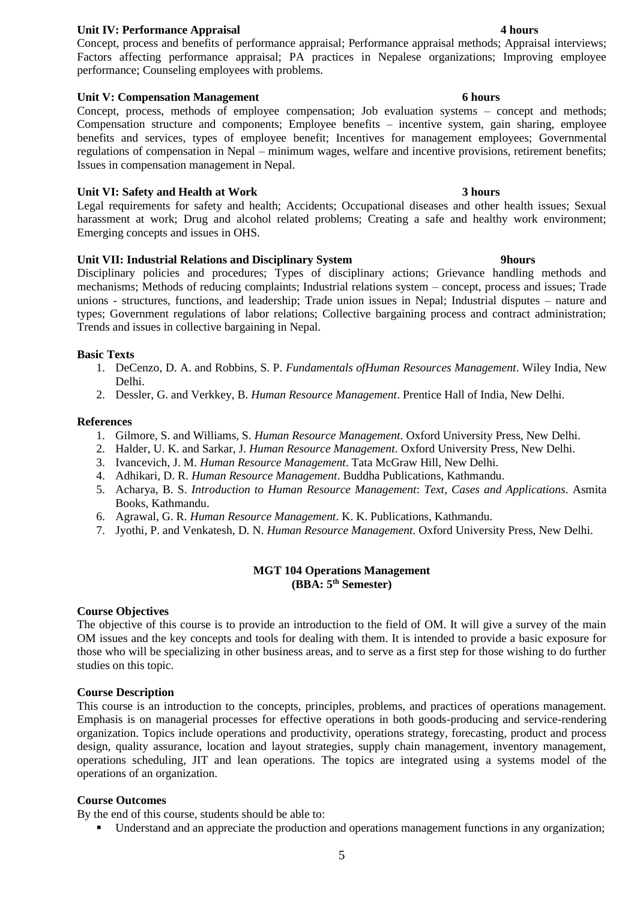**Unit IV: Performance Appraisal 4 hours**

Concept, process and benefits of performance appraisal; Performance appraisal methods; Appraisal interviews; Factors affecting performance appraisal; PA practices in Nepalese organizations; Improving employee performance; Counseling employees with problems.

**Unit V: Compensation Management 6 hours**

Concept, process, methods of employee compensation; Job evaluation systems – concept and methods; Compensation structure and components; Employee benefits – incentive system, gain sharing, employee benefits and services, types of employee benefit; Incentives for management employees; Governmental regulations of compensation in Nepal – minimum wages, welfare and incentive provisions, retirement benefits; Issues in compensation management in Nepal.

**Unit VI: Safety and Health at Work 3 hours**

Legal requirements for safety and health; Accidents; Occupational diseases and other health issues; Sexual harassment at work; Drug and alcohol related problems; Creating a safe and healthy work environment; Emerging concepts and issues in OHS.

**Unit VII: Industrial Relations and Disciplinary System 9hours**

Disciplinary policies and procedures; Types of disciplinary actions; Grievance handling methods and mechanisms; Methods of reducing complaints; Industrial relations system – concept, process and issues; Trade unions - structures, functions, and leadership; Trade union issues in Nepal; Industrial disputes – nature and types; Government regulations of labor relations; Collective bargaining process and contract administration; Trends and issues in collective bargaining in Nepal.

**Basic Texts**

1. DeCenzo, D. A. and Robbins, S. P. *Fundamentals ofHuman Resources Management*. Wiley India, New Delhi.
2. Dessler, G. and Verkkey, B. *Human Resource Management*. Prentice Hall of India, New Delhi.

**References**

1. Gilmore, S. and Williams, S. *Human Resource Management*. Oxford University Press, New Delhi.
2. Halder, U. K. and Sarkar, J. *Human Resource Management*. Oxford University Press, New Delhi.
3. Ivancevich, J. M. *Human Resource Management*. Tata McGraw Hill, New Delhi.
4. Adhikari, D. R. *Human Resource Management*. Buddha Publications, Kathmandu.
5. Acharya, B. S. *Introduction to Human Resource Management*: *Text, Cases and Applications*. Asmita Books, Kathmandu.
6. Agrawal, G. R. *Human Resource Management*. K. K. Publications, Kathmandu.
7. Jyothi, P. and Venkatesh, D. N. *Human Resource Management.* Oxford University Press, New Delhi.

## MGT 104 Operations Management
### (BBA: 5th Semester)

**Course Objectives**

The objective of this course is to provide an introduction to the field of OM. It will give a survey of the main OM issues and the key concepts and tools for dealing with them. It is intended to provide a basic exposure for those who will be specializing in other business areas, and to serve as a first step for those wishing to do further studies on this topic.

**Course Description**

This course is an introduction to the concepts, principles, problems, and practices of operations management. Emphasis is on managerial processes for effective operations in both goods-producing and service-rendering organization. Topics include operations and productivity, operations strategy, forecasting, product and process design, quality assurance, location and layout strategies, supply chain management, inventory management, operations scheduling, JIT and lean operations. The topics are integrated using a systems model of the operations of an organization.

**Course Outcomes**

By the end of this course, students should be able to:

- Understand and an appreciate the production and operations management functions in any organization;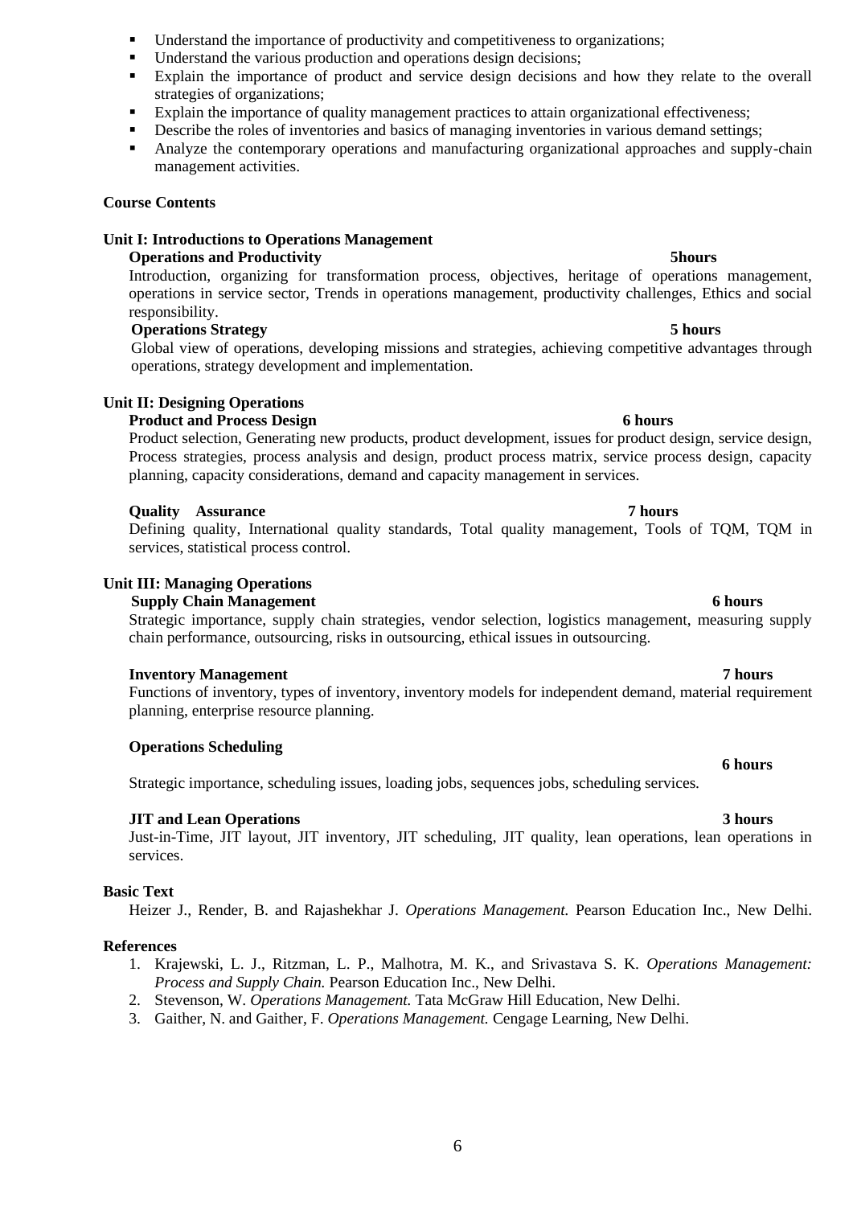- Understand the importance of productivity and competitiveness to organizations;
- Understand the various production and operations design decisions;
- Explain the importance of product and service design decisions and how they relate to the overall strategies of organizations;
- Explain the importance of quality management practices to attain organizational effectiveness;
- Describe the roles of inventories and basics of managing inventories in various demand settings;
- Analyze the contemporary operations and manufacturing organizational approaches and supply-chain management activities.

**Course Contents**

**Unit I: Introductions to Operations Management**

**Operations and Productivity** **5hours**

Introduction, organizing for transformation process, objectives, heritage of operations management, operations in service sector, Trends in operations management, productivity challenges, Ethics and social responsibility.

**Operations Strategy** **5 hours**

Global view of operations, developing missions and strategies, achieving competitive advantages through operations, strategy development and implementation.

**Unit II: Designing Operations**

**Product and Process Design** **6 hours**

Product selection, Generating new products, product development, issues for product design, service design, Process strategies, process analysis and design, product process matrix, service process design, capacity planning, capacity considerations, demand and capacity management in services.

**Quality Assurance** **7 hours**

Defining quality, International quality standards, Total quality management, Tools of TQM, TQM in services, statistical process control.

**Unit III: Managing Operations**

**Supply Chain Management** **6 hours**

Strategic importance, supply chain strategies, vendor selection, logistics management, measuring supply chain performance, outsourcing, risks in outsourcing, ethical issues in outsourcing.

**Inventory Management** **7 hours**

Functions of inventory, types of inventory, inventory models for independent demand, material requirement planning, enterprise resource planning.

**Operations Scheduling** **6 hours**

Strategic importance, scheduling issues, loading jobs, sequences jobs, scheduling services.

**JIT and Lean Operations** **3 hours**

Just-in-Time, JIT layout, JIT inventory, JIT scheduling, JIT quality, lean operations, lean operations in services.

**Basic Text**

Heizer J., Render, B. and Rajashekhar J. *Operations Management.* Pearson Education Inc., New Delhi.

**References**

1. Krajewski, L. J., Ritzman, L. P., Malhotra, M. K., and Srivastava S. K. *Operations Management: Process and Supply Chain.* Pearson Education Inc., New Delhi.
2. Stevenson, W. *Operations Management.* Tata McGraw Hill Education, New Delhi.
3. Gaither, N. and Gaither, F. *Operations Management.* Cengage Learning, New Delhi.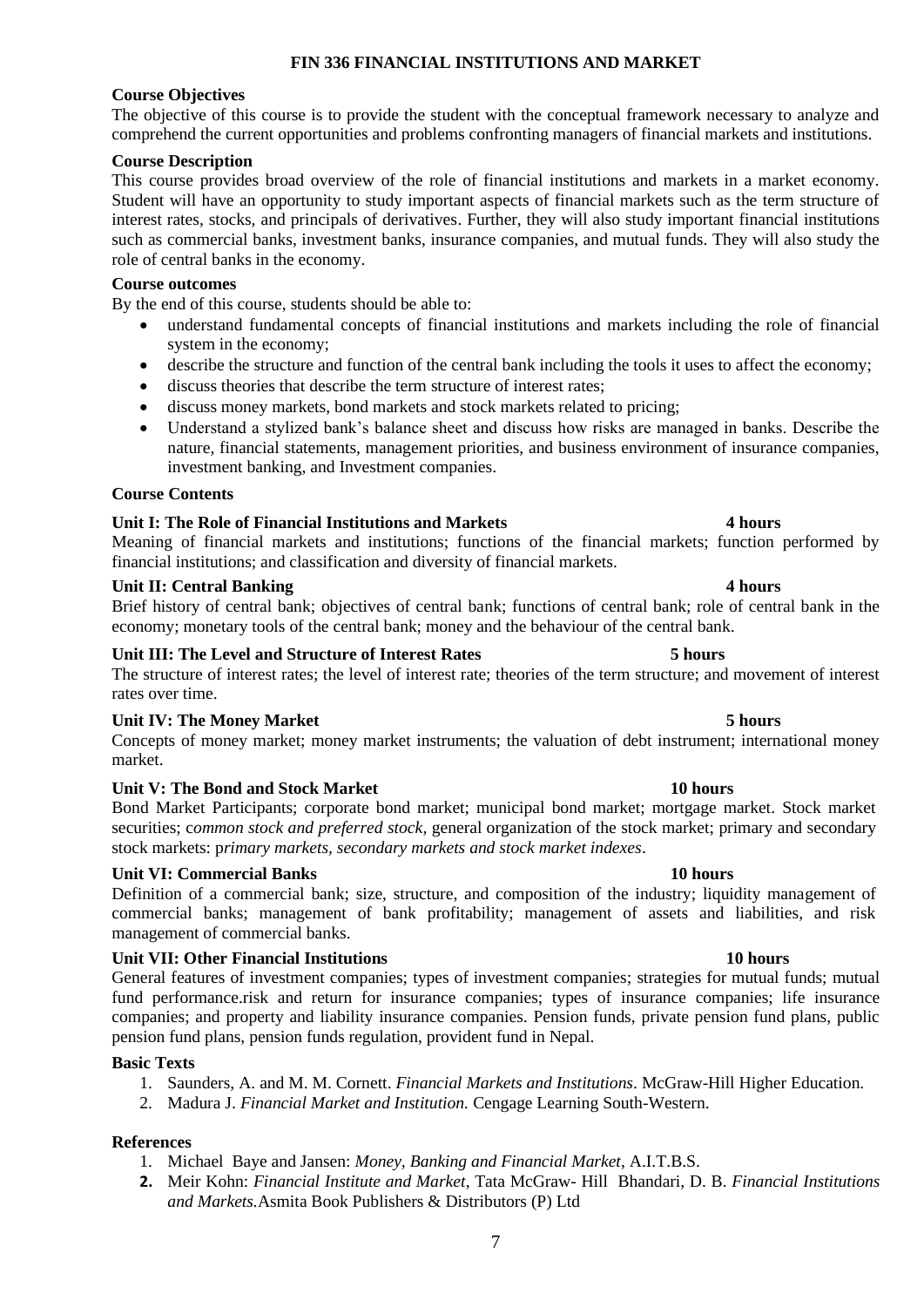# FIN 336 FINANCIAL INSTITUTIONS AND MARKET

**Course Objectives**

The objective of this course is to provide the student with the conceptual framework necessary to analyze and comprehend the current opportunities and problems confronting managers of financial markets and institutions.

**Course Description**

This course provides broad overview of the role of financial institutions and markets in a market economy. Student will have an opportunity to study important aspects of financial markets such as the term structure of interest rates, stocks, and principals of derivatives. Further, they will also study important financial institutions such as commercial banks, investment banks, insurance companies, and mutual funds. They will also study the role of central banks in the economy.

**Course outcomes**

By the end of this course, students should be able to:

- understand fundamental concepts of financial institutions and markets including the role of financial system in the economy;
- describe the structure and function of the central bank including the tools it uses to affect the economy;
- discuss theories that describe the term structure of interest rates;
- discuss money markets, bond markets and stock markets related to pricing;
- Understand a stylized bank's balance sheet and discuss how risks are managed in banks. Describe the nature, financial statements, management priorities, and business environment of insurance companies, investment banking, and Investment companies.

**Course Contents**

**Unit I: The Role of Financial Institutions and Markets** **4 hours**

Meaning of financial markets and institutions; functions of the financial markets; function performed by financial institutions; and classification and diversity of financial markets.

**Unit II: Central Banking** **4 hours**

Brief history of central bank; objectives of central bank; functions of central bank; role of central bank in the economy; monetary tools of the central bank; money and the behaviour of the central bank.

**Unit III: The Level and Structure of Interest Rates** **5 hours**

The structure of interest rates; the level of interest rate; theories of the term structure; and movement of interest rates over time.

**Unit IV: The Money Market** **5 hours**

Concepts of money market; money market instruments; the valuation of debt instrument; international money market.

**Unit V: The Bond and Stock Market** **10 hours**

Bond Market Participants; corporate bond market; municipal bond market; mortgage market. Stock market securities; c*ommon stock and preferred stock*, general organization of the stock market; primary and secondary stock markets: p*rimary markets, secondary markets and stock market indexes*.

**Unit VI: Commercial Banks** **10 hours**

Definition of a commercial bank; size, structure, and composition of the industry; liquidity management of commercial banks; management of bank profitability; management of assets and liabilities, and risk management of commercial banks.

**Unit VII: Other Financial Institutions** **10 hours**

General features of investment companies; types of investment companies; strategies for mutual funds; mutual fund performance.risk and return for insurance companies; types of insurance companies; life insurance companies; and property and liability insurance companies. Pension funds, private pension fund plans, public pension fund plans, pension funds regulation, provident fund in Nepal.

**Basic Texts**

1. Saunders, A. and M. M. Cornett. *Financial Markets and Institutions*. McGraw-Hill Higher Education.
2. Madura J. *Financial Market and Institution.* Cengage Learning South-Western.

**References**

1. Michael Baye and Jansen: *Money, Banking and Financial Market*, A.I.T.B.S.
2. Meir Kohn: *Financial Institute and Market*, Tata McGraw- Hill Bhandari, D. B. *Financial Institutions and Markets.*Asmita Book Publishers & Distributors (P) Ltd